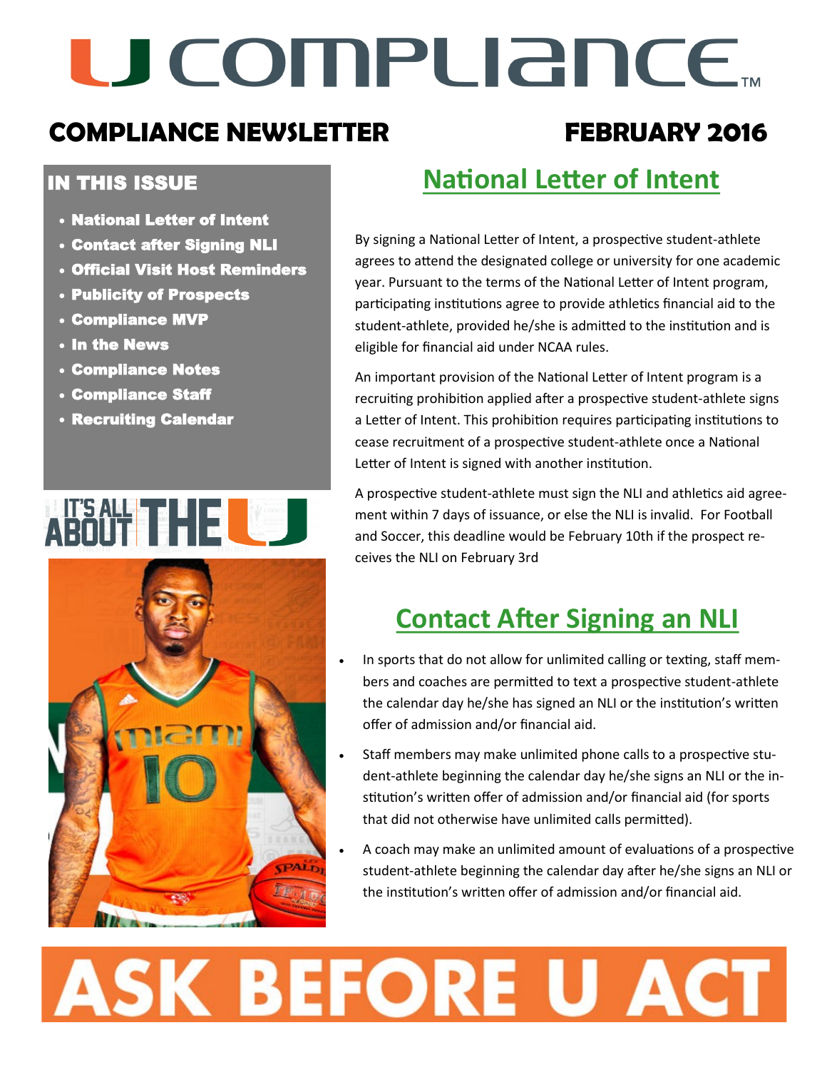# U COMPLIANCE™

## COMPLIANCE NEWSLETTER FEBRUARY 2016

### IN THIS ISSUE

- National Letter of Intent
- Contact after Signing NLI
- Official Visit Host Reminders
- Publicity of Prospects
- Compliance MVP
- In the News
- Compliance Notes
- Compliance Staff
- Recruiting Calendar

IT'S ALL ABOUT THE U

## National Letter of Intent

By signing a National Letter of Intent, a prospective student-athlete agrees to attend the designated college or university for one academic year. Pursuant to the terms of the National Letter of Intent program, participating institutions agree to provide athletics financial aid to the student-athlete, provided he/she is admitted to the institution and is eligible for financial aid under NCAA rules.

An important provision of the National Letter of Intent program is a recruiting prohibition applied after a prospective student-athlete signs a Letter of Intent. This prohibition requires participating institutions to cease recruitment of a prospective student-athlete once a National Letter of Intent is signed with another institution.

A prospective student-athlete must sign the NLI and athletics aid agreement within 7 days of issuance, or else the NLI is invalid. For Football and Soccer, this deadline would be February 10th if the prospect receives the NLI on February 3rd

## Contact After Signing an NLI

- In sports that do not allow for unlimited calling or texting, staff members and coaches are permitted to text a prospective student-athlete the calendar day he/she has signed an NLI or the institution's written offer of admission and/or financial aid.
- Staff members may make unlimited phone calls to a prospective student-athlete beginning the calendar day he/she signs an NLI or the institution's written offer of admission and/or financial aid (for sports that did not otherwise have unlimited calls permitted).
- A coach may make an unlimited amount of evaluations of a prospective student-athlete beginning the calendar day after he/she signs an NLI or the institution's written offer of admission and/or financial aid.

# ASK BEFORE U ACT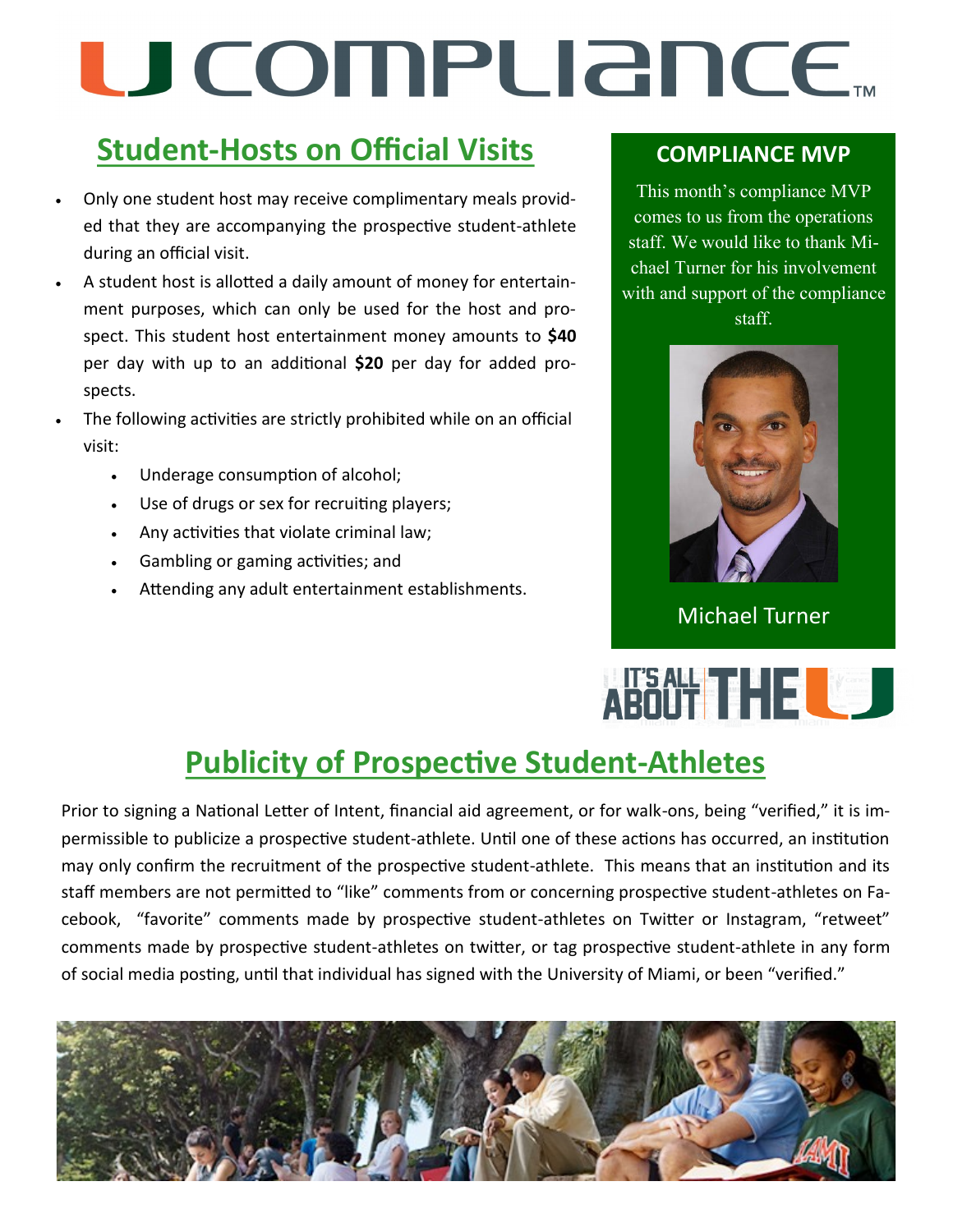# U COMPLIANCE™

## Student-Hosts on Official Visits

- Only one student host may receive complimentary meals provided that they are accompanying the prospective student-athlete during an official visit.
- A student host is allotted a daily amount of money for entertainment purposes, which can only be used for the host and prospect. This student host entertainment money amounts to **$40** per day with up to an additional **$20** per day for added prospects.
- The following activities are strictly prohibited while on an official visit:
  - Underage consumption of alcohol;
  - Use of drugs or sex for recruiting players;
  - Any activities that violate criminal law;
  - Gambling or gaming activities; and
  - Attending any adult entertainment establishments.

### COMPLIANCE MVP

This month's compliance MVP comes to us from the operations staff. We would like to thank Michael Turner for his involvement with and support of the compliance staff.

Michael Turner

IT'S ALL ABOUT THE U

## Publicity of Prospective Student-Athletes

Prior to signing a National Letter of Intent, financial aid agreement, or for walk-ons, being "verified," it is impermissible to publicize a prospective student-athlete. Until one of these actions has occurred, an institution may only confirm the recruitment of the prospective student-athlete. This means that an institution and its staff members are not permitted to "like" comments from or concerning prospective student-athletes on Facebook, "favorite" comments made by prospective student-athletes on Twitter or Instagram, "retweet" comments made by prospective student-athletes on twitter, or tag prospective student-athlete in any form of social media posting, until that individual has signed with the University of Miami, or been "verified."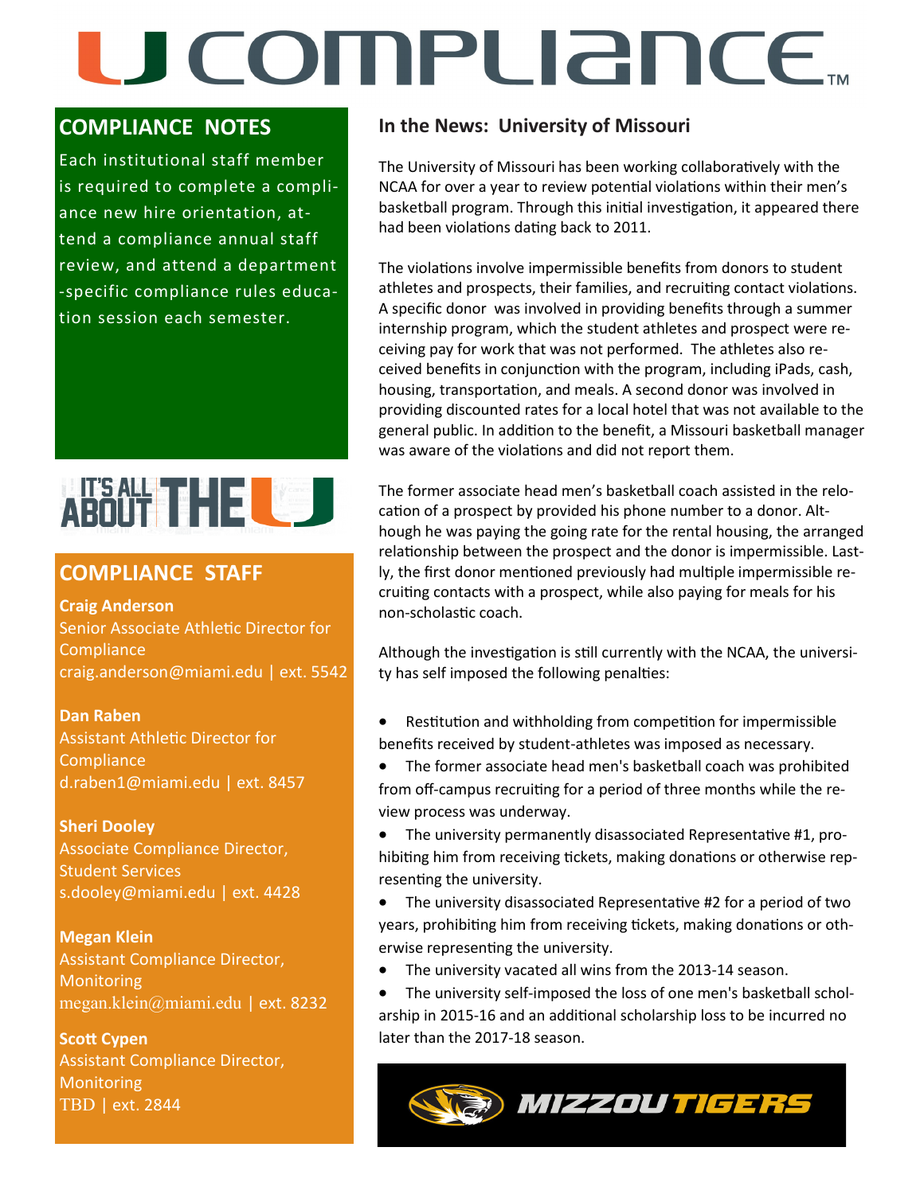# U COMPLIANCE™

## COMPLIANCE NOTES

Each institutional staff member is required to complete a compliance new hire orientation, attend a compliance annual staff review, and attend a department-specific compliance rules education session each semester.

IT'S ALL ABOUT THE U

## COMPLIANCE STAFF

**Craig Anderson**
Senior Associate Athletic Director for Compliance
craig.anderson@miami.edu | ext. 5542

**Dan Raben**
Assistant Athletic Director for Compliance
d.raben1@miami.edu | ext. 8457

**Sheri Dooley**
Associate Compliance Director, Student Services
s.dooley@miami.edu | ext. 4428

**Megan Klein**
Assistant Compliance Director, Monitoring
megan.klein@miami.edu | ext. 8232

**Scott Cypen**
Assistant Compliance Director, Monitoring
TBD | ext. 2844

## In the News: University of Missouri

The University of Missouri has been working collaboratively with the NCAA for over a year to review potential violations within their men's basketball program. Through this initial investigation, it appeared there had been violations dating back to 2011.

The violations involve impermissible benefits from donors to student athletes and prospects, their families, and recruiting contact violations. A specific donor was involved in providing benefits through a summer internship program, which the student athletes and prospect were receiving pay for work that was not performed. The athletes also received benefits in conjunction with the program, including iPads, cash, housing, transportation, and meals. A second donor was involved in providing discounted rates for a local hotel that was not available to the general public. In addition to the benefit, a Missouri basketball manager was aware of the violations and did not report them.

The former associate head men's basketball coach assisted in the relocation of a prospect by provided his phone number to a donor. Although he was paying the going rate for the rental housing, the arranged relationship between the prospect and the donor is impermissible. Lastly, the first donor mentioned previously had multiple impermissible recruiting contacts with a prospect, while also paying for meals for his non-scholastic coach.

Although the investigation is still currently with the NCAA, the university has self imposed the following penalties:

- Restitution and withholding from competition for impermissible benefits received by student-athletes was imposed as necessary.
- The former associate head men's basketball coach was prohibited from off-campus recruiting for a period of three months while the review process was underway.
- The university permanently disassociated Representative #1, prohibiting him from receiving tickets, making donations or otherwise representing the university.
- The university disassociated Representative #2 for a period of two years, prohibiting him from receiving tickets, making donations or otherwise representing the university.
- The university vacated all wins from the 2013-14 season.
- The university self-imposed the loss of one men's basketball scholarship in 2015-16 and an additional scholarship loss to be incurred no later than the 2017-18 season.

MIZZOU TIGERS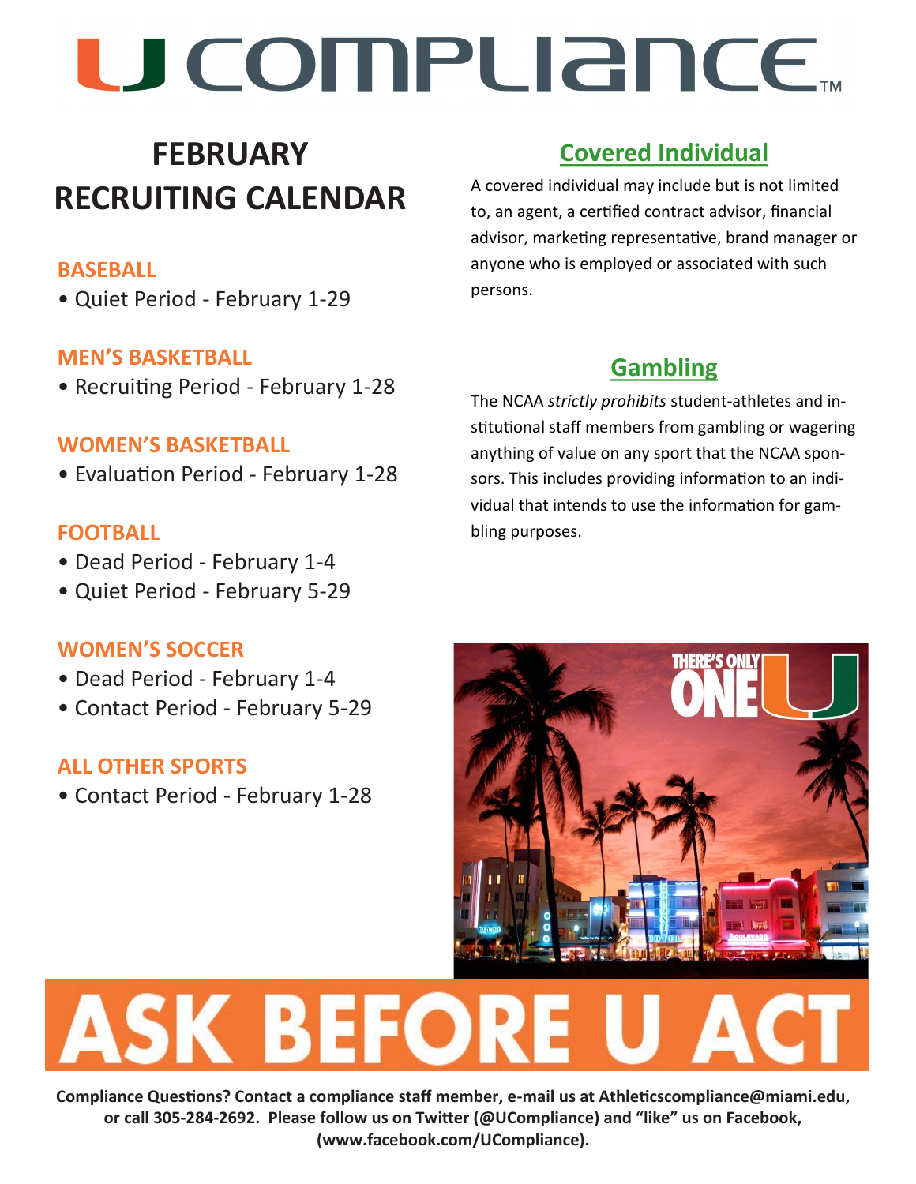# U COMPLIANCE™

## FEBRUARY RECRUITING CALENDAR

### BASEBALL

- Quiet Period - February 1-29

### MEN'S BASKETBALL

- Recruiting Period - February 1-28

### WOMEN'S BASKETBALL

- Evaluation Period - February 1-28

### FOOTBALL

- Dead Period - February 1-4
- Quiet Period - February 5-29

### WOMEN'S SOCCER

- Dead Period - February 1-4
- Contact Period - February 5-29

### ALL OTHER SPORTS

- Contact Period - February 1-28

## Covered Individual

A covered individual may include but is not limited to, an agent, a certified contract advisor, financial advisor, marketing representative, brand manager or anyone who is employed or associated with such persons.

## Gambling

The NCAA *strictly prohibits* student-athletes and institutional staff members from gambling or wagering anything of value on any sport that the NCAA sponsors. This includes providing information to an individual that intends to use the information for gambling purposes.

THERE'S ONLY ONE U

# ASK BEFORE U ACT

**Compliance Questions? Contact a compliance staff member, e-mail us at Athleticscompliance@miami.edu, or call 305-284-2692. Please follow us on Twitter (@UCompliance) and "like" us on Facebook, (www.facebook.com/UCompliance).**